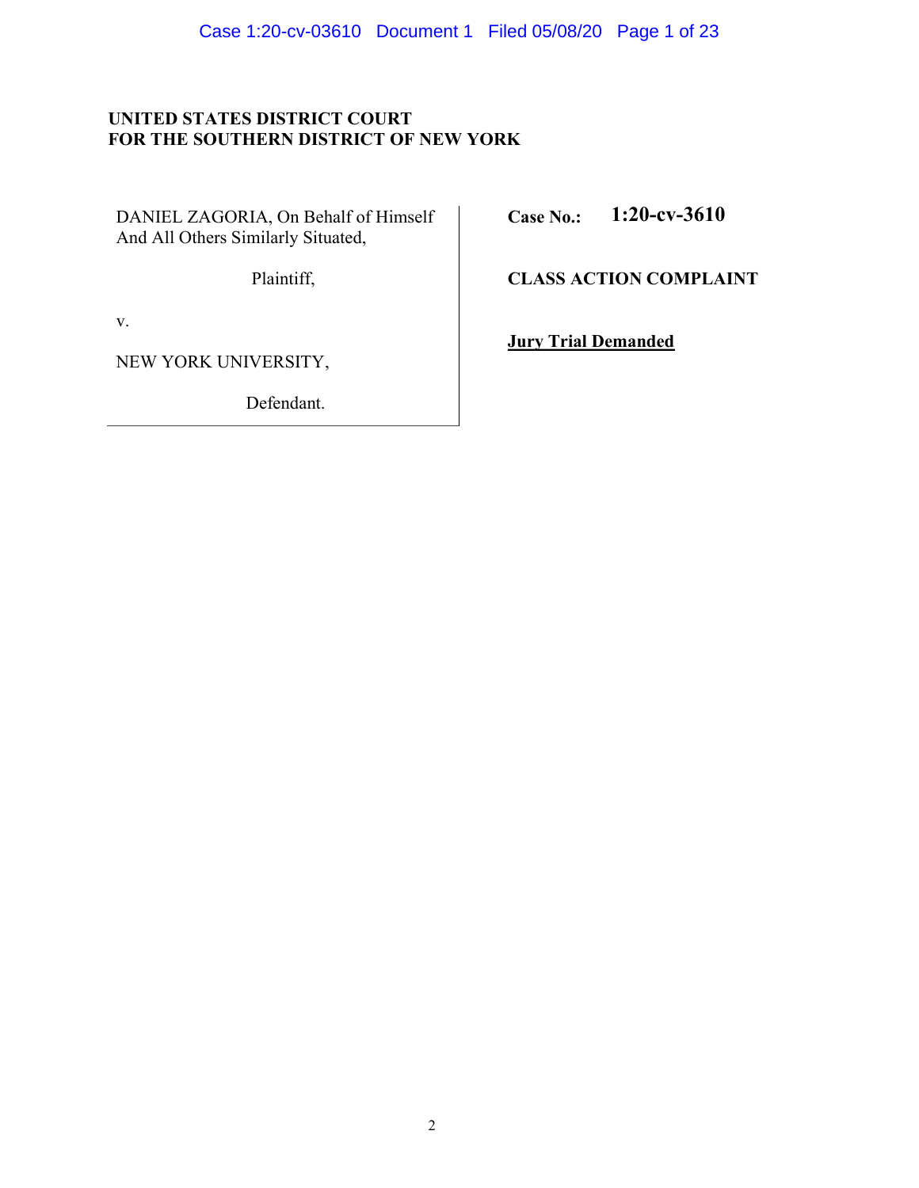**UNITED STATES DISTRICT COURT**
**FOR THE SOUTHERN DISTRICT OF NEW YORK**

| | |
|---|---|
| DANIEL ZAGORIA, On Behalf of Himself And All Others Similarly Situated,<br><br>Plaintiff,<br><br>v.<br><br>NEW YORK UNIVERSITY,<br><br>Defendant. | **Case No.: 1:20-cv-3610**<br><br>**CLASS ACTION COMPLAINT**<br><br>**Jury Trial Demanded** |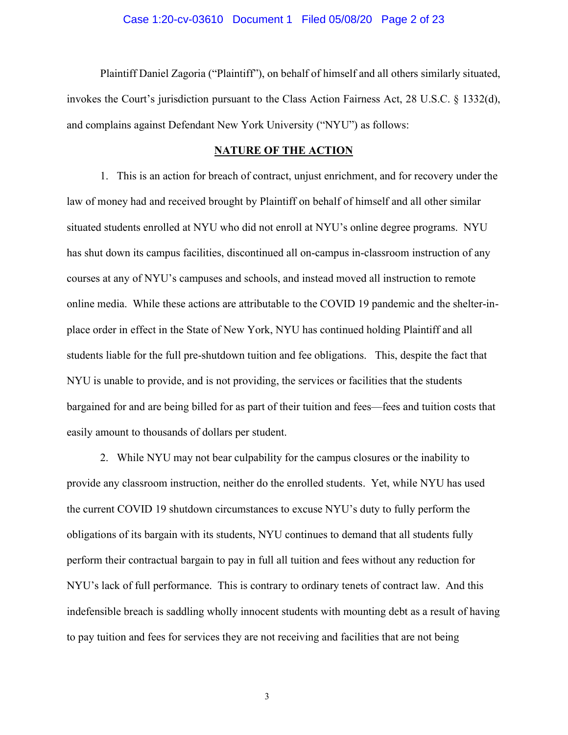Plaintiff Daniel Zagoria ("Plaintiff"), on behalf of himself and all others similarly situated, invokes the Court's jurisdiction pursuant to the Class Action Fairness Act, 28 U.S.C. § 1332(d), and complains against Defendant New York University ("NYU") as follows:

## NATURE OF THE ACTION

1. This is an action for breach of contract, unjust enrichment, and for recovery under the law of money had and received brought by Plaintiff on behalf of himself and all other similar situated students enrolled at NYU who did not enroll at NYU's online degree programs. NYU has shut down its campus facilities, discontinued all on-campus in-classroom instruction of any courses at any of NYU's campuses and schools, and instead moved all instruction to remote online media. While these actions are attributable to the COVID 19 pandemic and the shelter-in-place order in effect in the State of New York, NYU has continued holding Plaintiff and all students liable for the full pre-shutdown tuition and fee obligations. This, despite the fact that NYU is unable to provide, and is not providing, the services or facilities that the students bargained for and are being billed for as part of their tuition and fees—fees and tuition costs that easily amount to thousands of dollars per student.

2. While NYU may not bear culpability for the campus closures or the inability to provide any classroom instruction, neither do the enrolled students. Yet, while NYU has used the current COVID 19 shutdown circumstances to excuse NYU's duty to fully perform the obligations of its bargain with its students, NYU continues to demand that all students fully perform their contractual bargain to pay in full all tuition and fees without any reduction for NYU's lack of full performance. This is contrary to ordinary tenets of contract law. And this indefensible breach is saddling wholly innocent students with mounting debt as a result of having to pay tuition and fees for services they are not receiving and facilities that are not being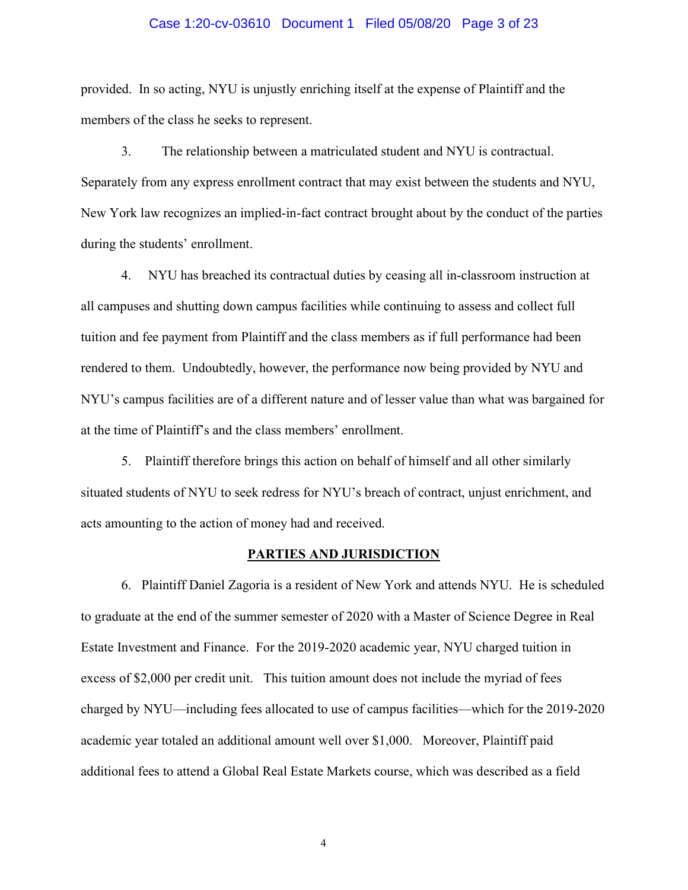provided. In so acting, NYU is unjustly enriching itself at the expense of Plaintiff and the members of the class he seeks to represent.

3. The relationship between a matriculated student and NYU is contractual. Separately from any express enrollment contract that may exist between the students and NYU, New York law recognizes an implied-in-fact contract brought about by the conduct of the parties during the students' enrollment.

4. NYU has breached its contractual duties by ceasing all in-classroom instruction at all campuses and shutting down campus facilities while continuing to assess and collect full tuition and fee payment from Plaintiff and the class members as if full performance had been rendered to them. Undoubtedly, however, the performance now being provided by NYU and NYU's campus facilities are of a different nature and of lesser value than what was bargained for at the time of Plaintiff's and the class members' enrollment.

5. Plaintiff therefore brings this action on behalf of himself and all other similarly situated students of NYU to seek redress for NYU's breach of contract, unjust enrichment, and acts amounting to the action of money had and received.

## PARTIES AND JURISDICTION

6. Plaintiff Daniel Zagoria is a resident of New York and attends NYU. He is scheduled to graduate at the end of the summer semester of 2020 with a Master of Science Degree in Real Estate Investment and Finance. For the 2019-2020 academic year, NYU charged tuition in excess of $2,000 per credit unit. This tuition amount does not include the myriad of fees charged by NYU—including fees allocated to use of campus facilities—which for the 2019-2020 academic year totaled an additional amount well over $1,000. Moreover, Plaintiff paid additional fees to attend a Global Real Estate Markets course, which was described as a field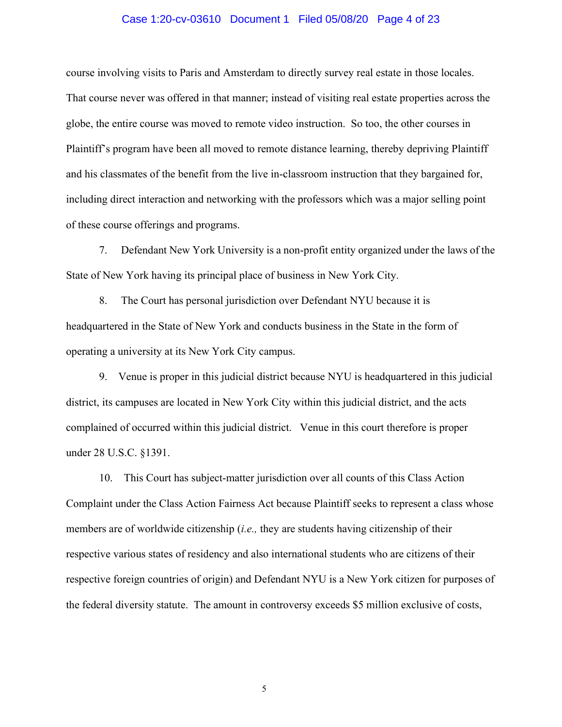course involving visits to Paris and Amsterdam to directly survey real estate in those locales. That course never was offered in that manner; instead of visiting real estate properties across the globe, the entire course was moved to remote video instruction. So too, the other courses in Plaintiff's program have been all moved to remote distance learning, thereby depriving Plaintiff and his classmates of the benefit from the live in-classroom instruction that they bargained for, including direct interaction and networking with the professors which was a major selling point of these course offerings and programs.

7. Defendant New York University is a non-profit entity organized under the laws of the State of New York having its principal place of business in New York City.

8. The Court has personal jurisdiction over Defendant NYU because it is headquartered in the State of New York and conducts business in the State in the form of operating a university at its New York City campus.

9. Venue is proper in this judicial district because NYU is headquartered in this judicial district, its campuses are located in New York City within this judicial district, and the acts complained of occurred within this judicial district. Venue in this court therefore is proper under 28 U.S.C. §1391.

10. This Court has subject-matter jurisdiction over all counts of this Class Action Complaint under the Class Action Fairness Act because Plaintiff seeks to represent a class whose members are of worldwide citizenship (*i.e.,* they are students having citizenship of their respective various states of residency and also international students who are citizens of their respective foreign countries of origin) and Defendant NYU is a New York citizen for purposes of the federal diversity statute. The amount in controversy exceeds $5 million exclusive of costs,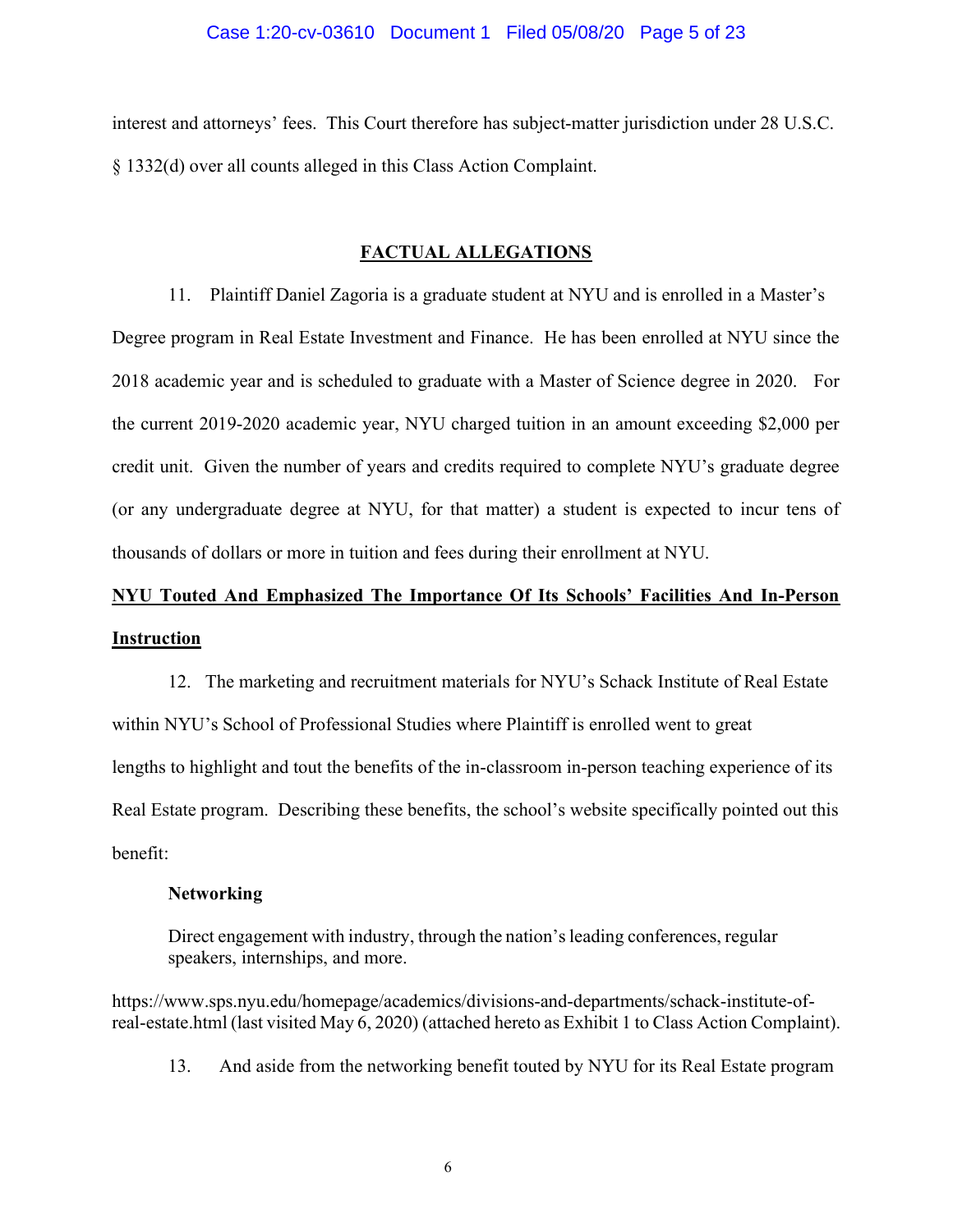interest and attorneys' fees. This Court therefore has subject-matter jurisdiction under 28 U.S.C. § 1332(d) over all counts alleged in this Class Action Complaint.

## FACTUAL ALLEGATIONS

11. Plaintiff Daniel Zagoria is a graduate student at NYU and is enrolled in a Master's Degree program in Real Estate Investment and Finance. He has been enrolled at NYU since the 2018 academic year and is scheduled to graduate with a Master of Science degree in 2020. For the current 2019-2020 academic year, NYU charged tuition in an amount exceeding $2,000 per credit unit. Given the number of years and credits required to complete NYU's graduate degree (or any undergraduate degree at NYU, for that matter) a student is expected to incur tens of thousands of dollars or more in tuition and fees during their enrollment at NYU.

### NYU Touted And Emphasized The Importance Of Its Schools' Facilities And In-Person Instruction

12. The marketing and recruitment materials for NYU's Schack Institute of Real Estate within NYU's School of Professional Studies where Plaintiff is enrolled went to great lengths to highlight and tout the benefits of the in-classroom in-person teaching experience of its Real Estate program. Describing these benefits, the school's website specifically pointed out this benefit:

> **Networking**
>
> Direct engagement with industry, through the nation's leading conferences, regular speakers, internships, and more.

https://www.sps.nyu.edu/homepage/academics/divisions-and-departments/schack-institute-of-real-estate.html (last visited May 6, 2020) (attached hereto as Exhibit 1 to Class Action Complaint).

13. And aside from the networking benefit touted by NYU for its Real Estate program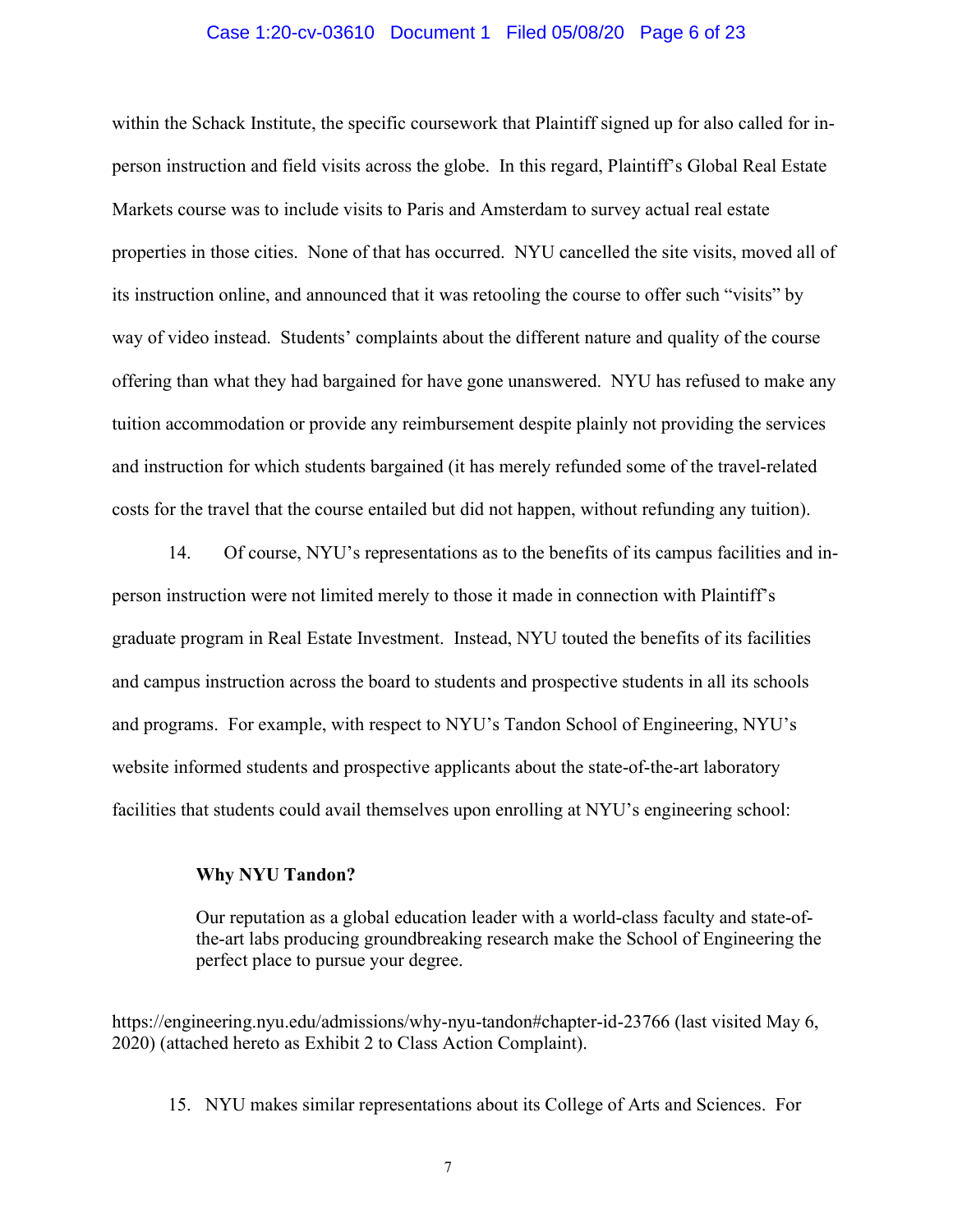within the Schack Institute, the specific coursework that Plaintiff signed up for also called for in-person instruction and field visits across the globe. In this regard, Plaintiff's Global Real Estate Markets course was to include visits to Paris and Amsterdam to survey actual real estate properties in those cities. None of that has occurred. NYU cancelled the site visits, moved all of its instruction online, and announced that it was retooling the course to offer such "visits" by way of video instead. Students' complaints about the different nature and quality of the course offering than what they had bargained for have gone unanswered. NYU has refused to make any tuition accommodation or provide any reimbursement despite plainly not providing the services and instruction for which students bargained (it has merely refunded some of the travel-related costs for the travel that the course entailed but did not happen, without refunding any tuition).

14. Of course, NYU's representations as to the benefits of its campus facilities and in-person instruction were not limited merely to those it made in connection with Plaintiff's graduate program in Real Estate Investment. Instead, NYU touted the benefits of its facilities and campus instruction across the board to students and prospective students in all its schools and programs. For example, with respect to NYU's Tandon School of Engineering, NYU's website informed students and prospective applicants about the state-of-the-art laboratory facilities that students could avail themselves upon enrolling at NYU's engineering school:

> **Why NYU Tandon?**
>
> Our reputation as a global education leader with a world-class faculty and state-of-the-art labs producing groundbreaking research make the School of Engineering the perfect place to pursue your degree.

https://engineering.nyu.edu/admissions/why-nyu-tandon#chapter-id-23766 (last visited May 6, 2020) (attached hereto as Exhibit 2 to Class Action Complaint).

15. NYU makes similar representations about its College of Arts and Sciences. For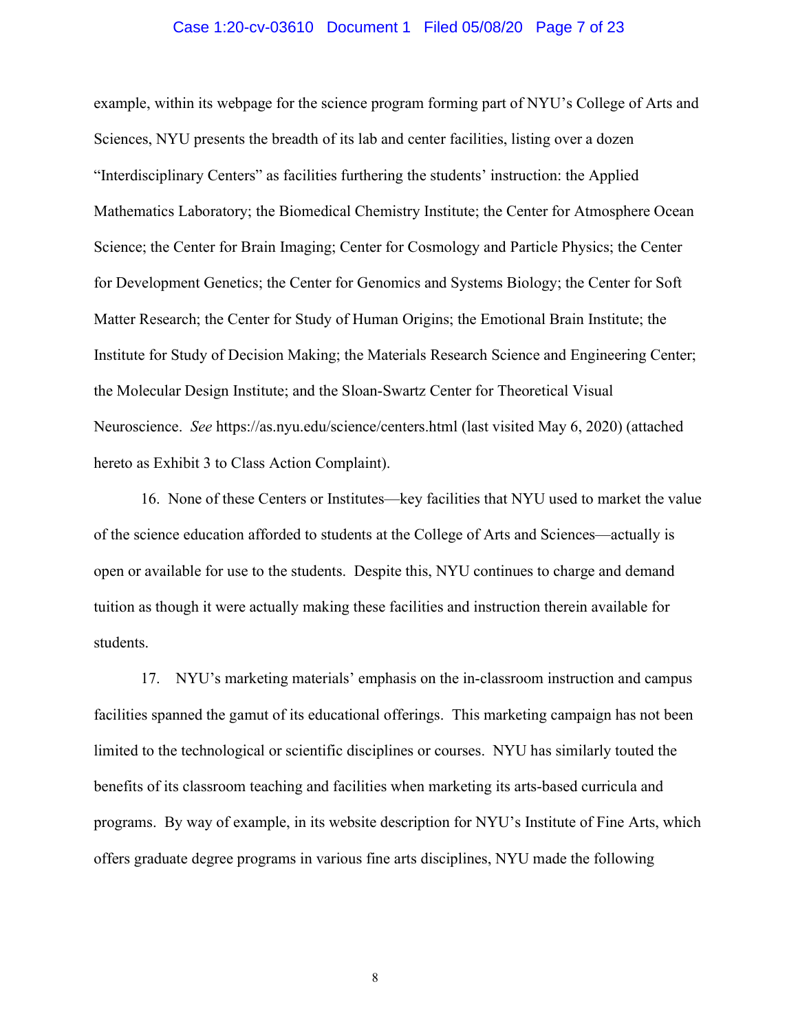example, within its webpage for the science program forming part of NYU's College of Arts and Sciences, NYU presents the breadth of its lab and center facilities, listing over a dozen "Interdisciplinary Centers" as facilities furthering the students' instruction: the Applied Mathematics Laboratory; the Biomedical Chemistry Institute; the Center for Atmosphere Ocean Science; the Center for Brain Imaging; Center for Cosmology and Particle Physics; the Center for Development Genetics; the Center for Genomics and Systems Biology; the Center for Soft Matter Research; the Center for Study of Human Origins; the Emotional Brain Institute; the Institute for Study of Decision Making; the Materials Research Science and Engineering Center; the Molecular Design Institute; and the Sloan-Swartz Center for Theoretical Visual Neuroscience. *See* https://as.nyu.edu/science/centers.html (last visited May 6, 2020) (attached hereto as Exhibit 3 to Class Action Complaint).

16. None of these Centers or Institutes—key facilities that NYU used to market the value of the science education afforded to students at the College of Arts and Sciences—actually is open or available for use to the students. Despite this, NYU continues to charge and demand tuition as though it were actually making these facilities and instruction therein available for students.

17. NYU's marketing materials' emphasis on the in-classroom instruction and campus facilities spanned the gamut of its educational offerings. This marketing campaign has not been limited to the technological or scientific disciplines or courses. NYU has similarly touted the benefits of its classroom teaching and facilities when marketing its arts-based curricula and programs. By way of example, in its website description for NYU's Institute of Fine Arts, which offers graduate degree programs in various fine arts disciplines, NYU made the following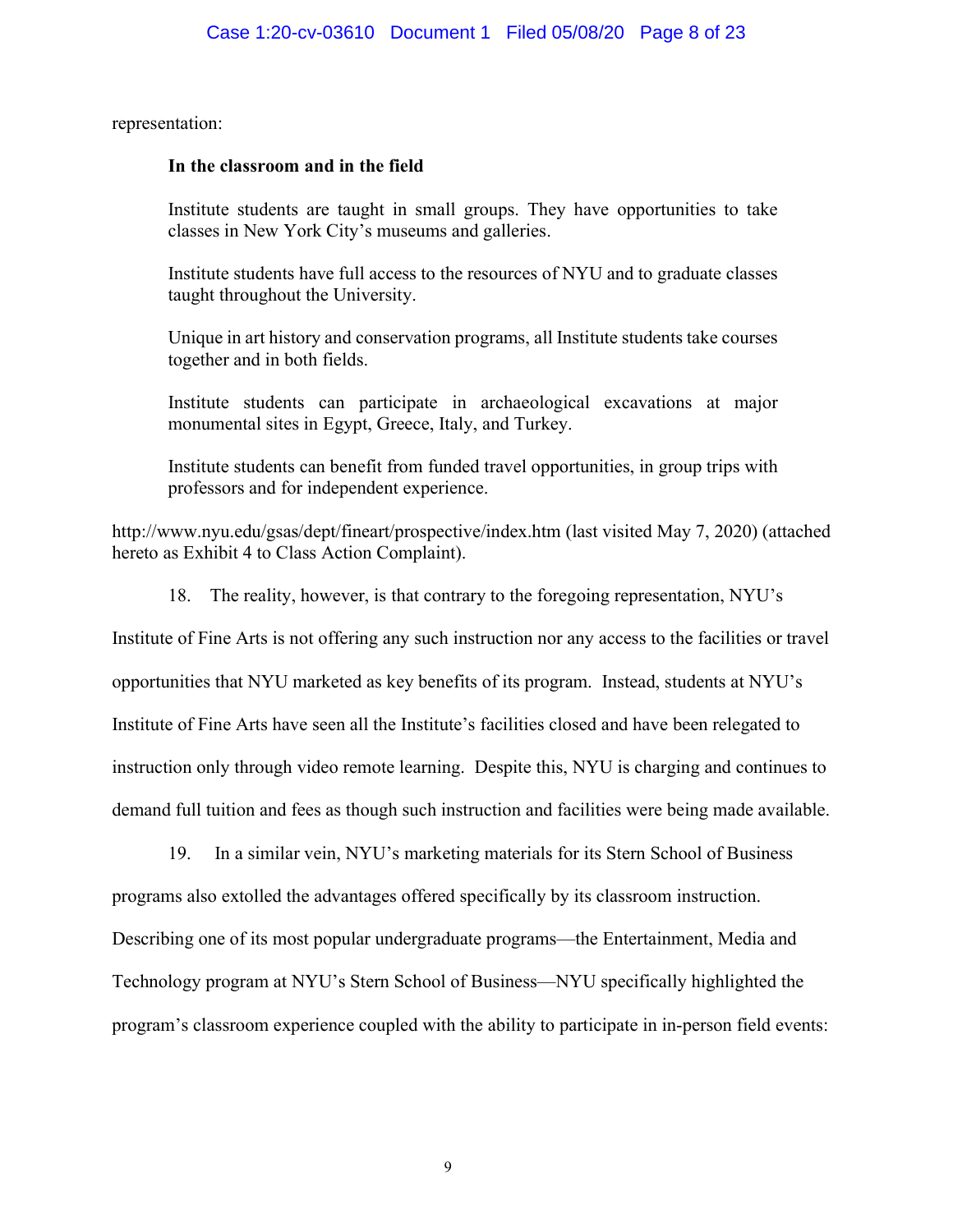representation:

> **In the classroom and in the field**
>
> Institute students are taught in small groups. They have opportunities to take classes in New York City's museums and galleries.
>
> Institute students have full access to the resources of NYU and to graduate classes taught throughout the University.
>
> Unique in art history and conservation programs, all Institute students take courses together and in both fields.
>
> Institute students can participate in archaeological excavations at major monumental sites in Egypt, Greece, Italy, and Turkey.
>
> Institute students can benefit from funded travel opportunities, in group trips with professors and for independent experience.

http://www.nyu.edu/gsas/dept/fineart/prospective/index.htm (last visited May 7, 2020) (attached hereto as Exhibit 4 to Class Action Complaint).

18. The reality, however, is that contrary to the foregoing representation, NYU's Institute of Fine Arts is not offering any such instruction nor any access to the facilities or travel opportunities that NYU marketed as key benefits of its program. Instead, students at NYU's Institute of Fine Arts have seen all the Institute's facilities closed and have been relegated to instruction only through video remote learning. Despite this, NYU is charging and continues to demand full tuition and fees as though such instruction and facilities were being made available.

19. In a similar vein, NYU's marketing materials for its Stern School of Business programs also extolled the advantages offered specifically by its classroom instruction. Describing one of its most popular undergraduate programs—the Entertainment, Media and Technology program at NYU's Stern School of Business—NYU specifically highlighted the program's classroom experience coupled with the ability to participate in in-person field events: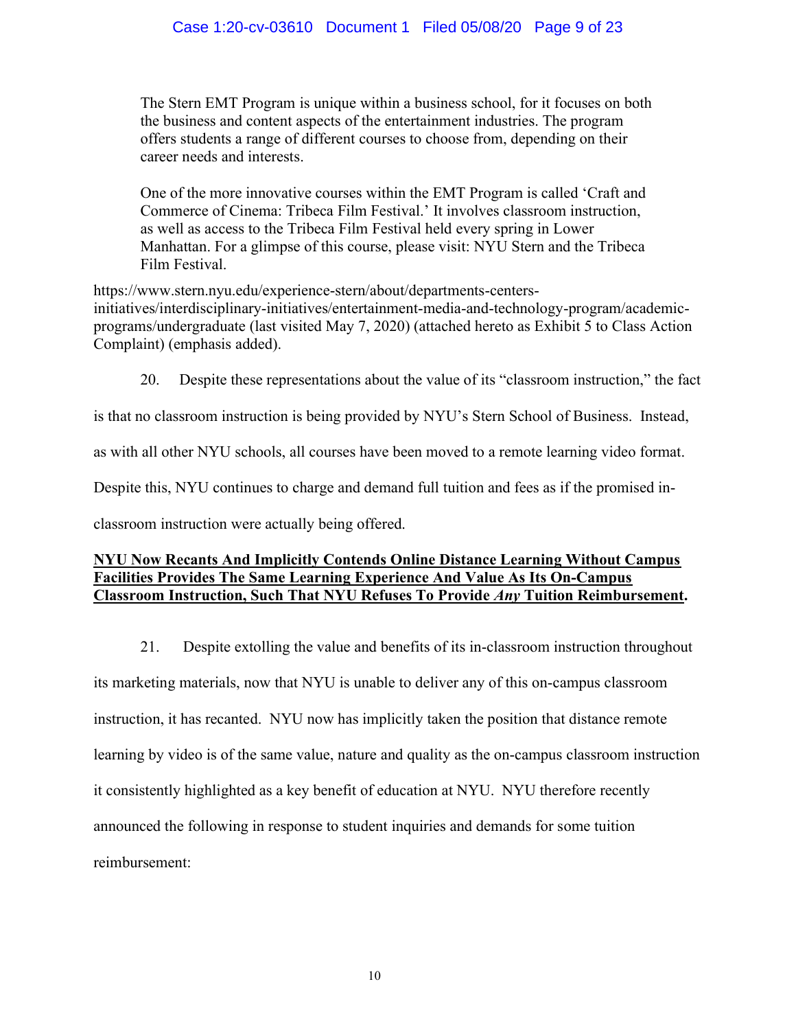> The Stern EMT Program is unique within a business school, for it focuses on both the business and content aspects of the entertainment industries. The program offers students a range of different courses to choose from, depending on their career needs and interests.
>
> One of the more innovative courses within the EMT Program is called 'Craft and Commerce of Cinema: Tribeca Film Festival.' It involves classroom instruction, as well as access to the Tribeca Film Festival held every spring in Lower Manhattan. For a glimpse of this course, please visit: NYU Stern and the Tribeca Film Festival.

https://www.stern.nyu.edu/experience-stern/about/departments-centers-initiatives/interdisciplinary-initiatives/entertainment-media-and-technology-program/academic-programs/undergraduate (last visited May 7, 2020) (attached hereto as Exhibit 5 to Class Action Complaint) (emphasis added).

20. Despite these representations about the value of its "classroom instruction," the fact is that no classroom instruction is being provided by NYU's Stern School of Business. Instead, as with all other NYU schools, all courses have been moved to a remote learning video format. Despite this, NYU continues to charge and demand full tuition and fees as if the promised in-classroom instruction were actually being offered.

**NYU Now Recants And Implicitly Contends Online Distance Learning Without Campus Facilities Provides The Same Learning Experience And Value As Its On-Campus Classroom Instruction, Such That NYU Refuses To Provide *Any* Tuition Reimbursement.**

21. Despite extolling the value and benefits of its in-classroom instruction throughout its marketing materials, now that NYU is unable to deliver any of this on-campus classroom instruction, it has recanted. NYU now has implicitly taken the position that distance remote learning by video is of the same value, nature and quality as the on-campus classroom instruction it consistently highlighted as a key benefit of education at NYU. NYU therefore recently announced the following in response to student inquiries and demands for some tuition reimbursement: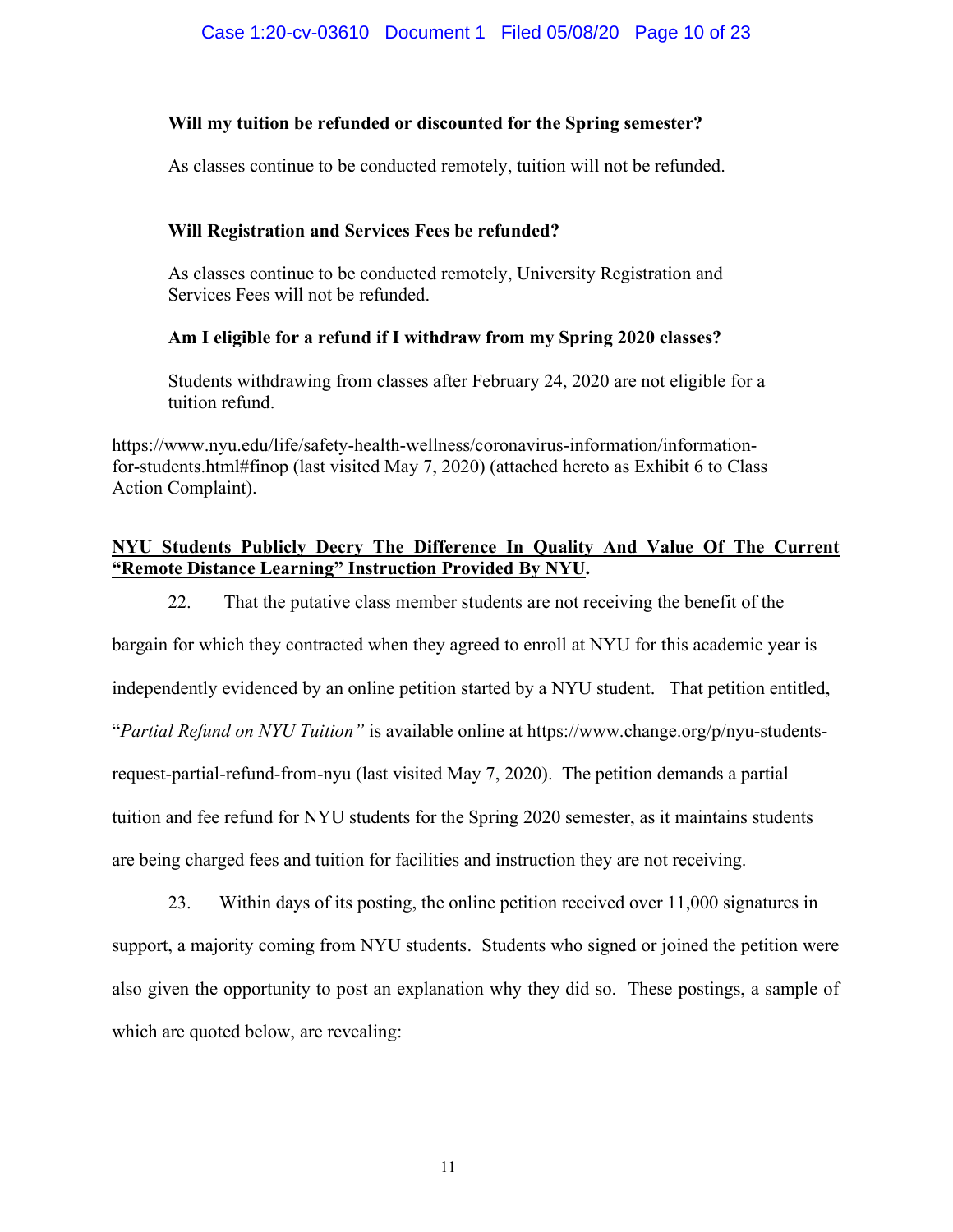**Will my tuition be refunded or discounted for the Spring semester?**

As classes continue to be conducted remotely, tuition will not be refunded.

**Will Registration and Services Fees be refunded?**

As classes continue to be conducted remotely, University Registration and Services Fees will not be refunded.

**Am I eligible for a refund if I withdraw from my Spring 2020 classes?**

Students withdrawing from classes after February 24, 2020 are not eligible for a tuition refund.

https://www.nyu.edu/life/safety-health-wellness/coronavirus-information/information-for-students.html#finop (last visited May 7, 2020) (attached hereto as Exhibit 6 to Class Action Complaint).

**<u>NYU Students Publicly Decry The Difference In Quality And Value Of The Current "Remote Distance Learning" Instruction Provided By NYU</u>.**

22. That the putative class member students are not receiving the benefit of the bargain for which they contracted when they agreed to enroll at NYU for this academic year is independently evidenced by an online petition started by a NYU student. That petition entitled, "*Partial Refund on NYU Tuition"* is available online at https://www.change.org/p/nyu-students-request-partial-refund-from-nyu (last visited May 7, 2020). The petition demands a partial tuition and fee refund for NYU students for the Spring 2020 semester, as it maintains students are being charged fees and tuition for facilities and instruction they are not receiving.

23. Within days of its posting, the online petition received over 11,000 signatures in support, a majority coming from NYU students. Students who signed or joined the petition were also given the opportunity to post an explanation why they did so. These postings, a sample of which are quoted below, are revealing: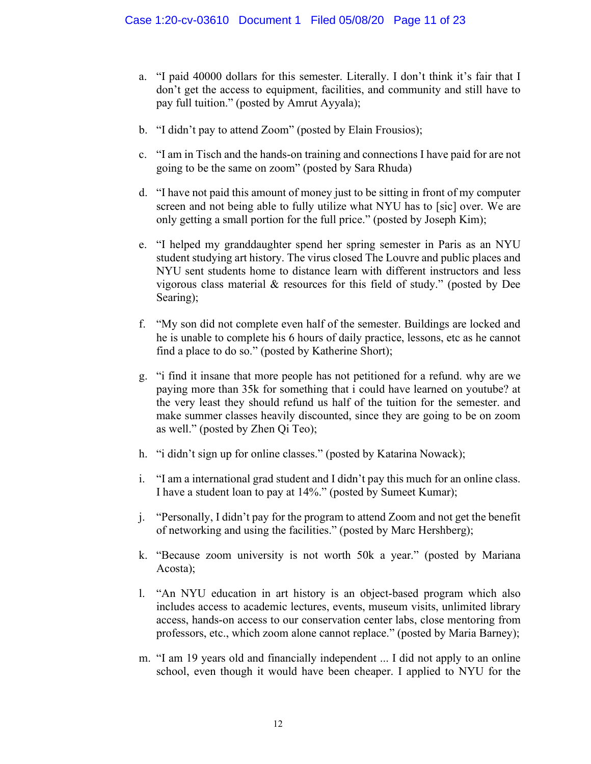a. "I paid 40000 dollars for this semester. Literally. I don't think it's fair that I don't get the access to equipment, facilities, and community and still have to pay full tuition." (posted by Amrut Ayyala);

b. "I didn't pay to attend Zoom" (posted by Elain Frousios);

c. "I am in Tisch and the hands-on training and connections I have paid for are not going to be the same on zoom" (posted by Sara Rhuda)

d. "I have not paid this amount of money just to be sitting in front of my computer screen and not being able to fully utilize what NYU has to [sic] over. We are only getting a small portion for the full price." (posted by Joseph Kim);

e. "I helped my granddaughter spend her spring semester in Paris as an NYU student studying art history. The virus closed The Louvre and public places and NYU sent students home to distance learn with different instructors and less vigorous class material & resources for this field of study." (posted by Dee Searing);

f. "My son did not complete even half of the semester. Buildings are locked and he is unable to complete his 6 hours of daily practice, lessons, etc as he cannot find a place to do so." (posted by Katherine Short);

g. "i find it insane that more people has not petitioned for a refund. why are we paying more than 35k for something that i could have learned on youtube? at the very least they should refund us half of the tuition for the semester. and make summer classes heavily discounted, since they are going to be on zoom as well." (posted by Zhen Qi Teo);

h. "i didn't sign up for online classes." (posted by Katarina Nowack);

i. "I am a international grad student and I didn't pay this much for an online class. I have a student loan to pay at 14%." (posted by Sumeet Kumar);

j. "Personally, I didn't pay for the program to attend Zoom and not get the benefit of networking and using the facilities." (posted by Marc Hershberg);

k. "Because zoom university is not worth 50k a year." (posted by Mariana Acosta);

l. "An NYU education in art history is an object-based program which also includes access to academic lectures, events, museum visits, unlimited library access, hands-on access to our conservation center labs, close mentoring from professors, etc., which zoom alone cannot replace." (posted by Maria Barney);

m. "I am 19 years old and financially independent ... I did not apply to an online school, even though it would have been cheaper. I applied to NYU for the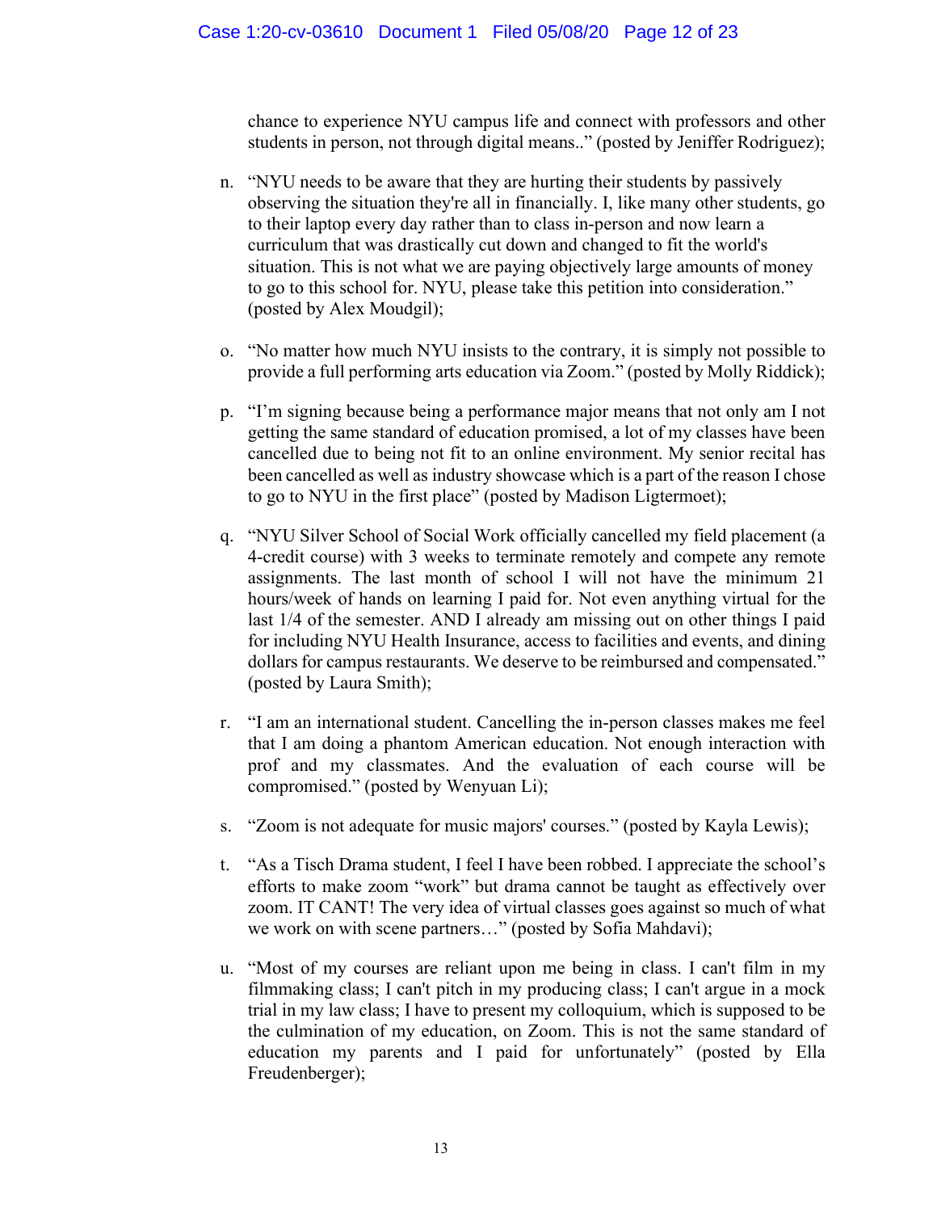chance to experience NYU campus life and connect with professors and other students in person, not through digital means..” (posted by Jeniffer Rodriguez);

n. “NYU needs to be aware that they are hurting their students by passively observing the situation they're all in financially. I, like many other students, go to their laptop every day rather than to class in-person and now learn a curriculum that was drastically cut down and changed to fit the world's situation. This is not what we are paying objectively large amounts of money to go to this school for. NYU, please take this petition into consideration.” (posted by Alex Moudgil);

o. “No matter how much NYU insists to the contrary, it is simply not possible to provide a full performing arts education via Zoom.” (posted by Molly Riddick);

p. “I’m signing because being a performance major means that not only am I not getting the same standard of education promised, a lot of my classes have been cancelled due to being not fit to an online environment. My senior recital has been cancelled as well as industry showcase which is a part of the reason I chose to go to NYU in the first place” (posted by Madison Ligtermoet);

q. “NYU Silver School of Social Work officially cancelled my field placement (a 4-credit course) with 3 weeks to terminate remotely and compete any remote assignments. The last month of school I will not have the minimum 21 hours/week of hands on learning I paid for. Not even anything virtual for the last 1/4 of the semester. AND I already am missing out on other things I paid for including NYU Health Insurance, access to facilities and events, and dining dollars for campus restaurants. We deserve to be reimbursed and compensated.” (posted by Laura Smith);

r. “I am an international student. Cancelling the in-person classes makes me feel that I am doing a phantom American education. Not enough interaction with prof and my classmates. And the evaluation of each course will be compromised.” (posted by Wenyuan Li);

s. “Zoom is not adequate for music majors' courses.” (posted by Kayla Lewis);

t. “As a Tisch Drama student, I feel I have been robbed. I appreciate the school’s efforts to make zoom “work” but drama cannot be taught as effectively over zoom. IT CANT! The very idea of virtual classes goes against so much of what we work on with scene partners…” (posted by Sofia Mahdavi);

u. “Most of my courses are reliant upon me being in class. I can't film in my filmmaking class; I can't pitch in my producing class; I can't argue in a mock trial in my law class; I have to present my colloquium, which is supposed to be the culmination of my education, on Zoom. This is not the same standard of education my parents and I paid for unfortunately” (posted by Ella Freudenberger);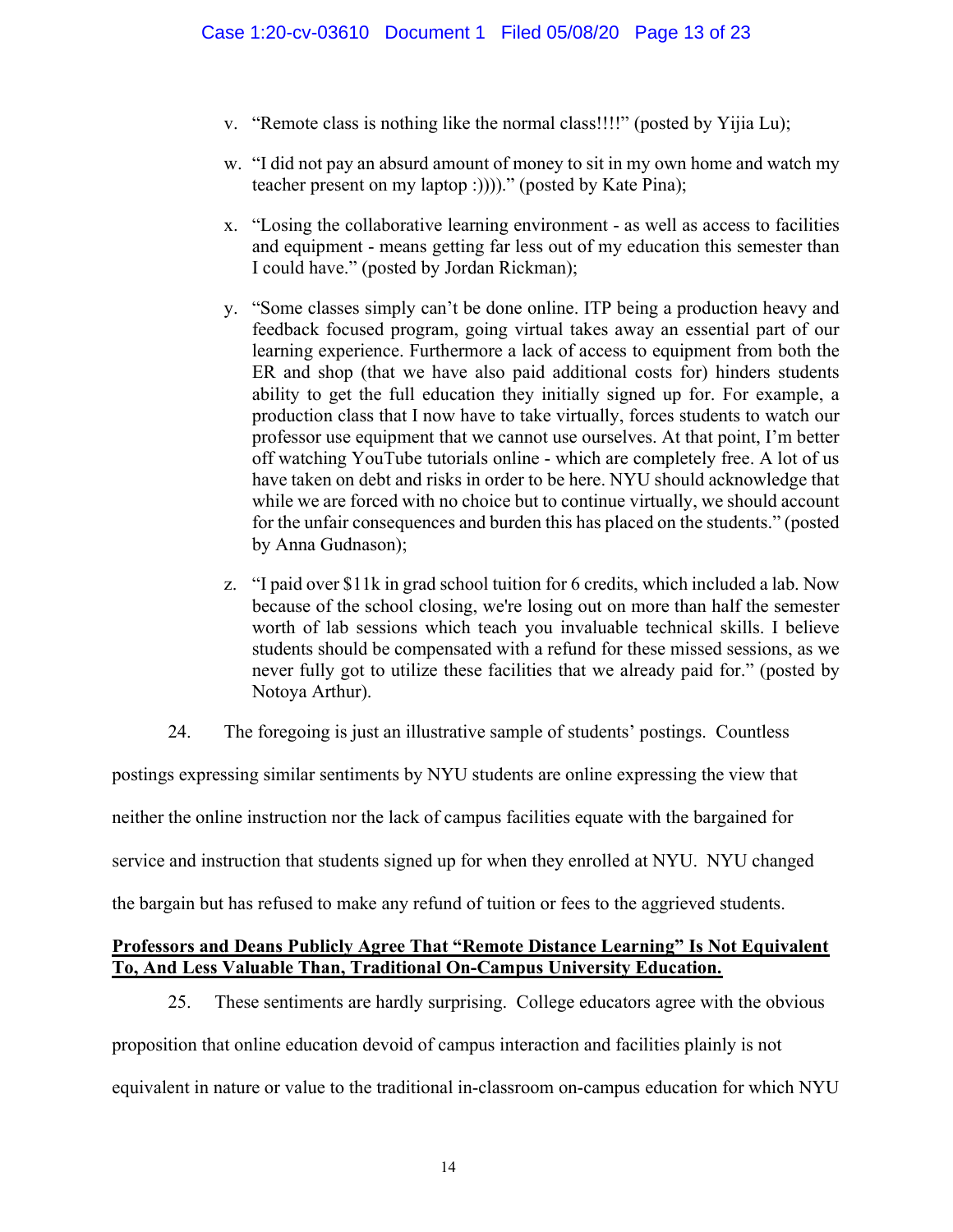v. "Remote class is nothing like the normal class!!!!" (posted by Yijia Lu);

w. "I did not pay an absurd amount of money to sit in my own home and watch my teacher present on my laptop :))))." (posted by Kate Pina);

x. "Losing the collaborative learning environment - as well as access to facilities and equipment - means getting far less out of my education this semester than I could have." (posted by Jordan Rickman);

y. "Some classes simply can't be done online. ITP being a production heavy and feedback focused program, going virtual takes away an essential part of our learning experience. Furthermore a lack of access to equipment from both the ER and shop (that we have also paid additional costs for) hinders students ability to get the full education they initially signed up for. For example, a production class that I now have to take virtually, forces students to watch our professor use equipment that we cannot use ourselves. At that point, I'm better off watching YouTube tutorials online - which are completely free. A lot of us have taken on debt and risks in order to be here. NYU should acknowledge that while we are forced with no choice but to continue virtually, we should account for the unfair consequences and burden this has placed on the students." (posted by Anna Gudnason);

z. "I paid over $11k in grad school tuition for 6 credits, which included a lab. Now because of the school closing, we're losing out on more than half the semester worth of lab sessions which teach you invaluable technical skills. I believe students should be compensated with a refund for these missed sessions, as we never fully got to utilize these facilities that we already paid for." (posted by Notoya Arthur).

24. The foregoing is just an illustrative sample of students' postings. Countless postings expressing similar sentiments by NYU students are online expressing the view that neither the online instruction nor the lack of campus facilities equate with the bargained for service and instruction that students signed up for when they enrolled at NYU. NYU changed the bargain but has refused to make any refund of tuition or fees to the aggrieved students.

**Professors and Deans Publicly Agree That "Remote Distance Learning" Is Not Equivalent To, And Less Valuable Than, Traditional On-Campus University Education.**

25. These sentiments are hardly surprising. College educators agree with the obvious proposition that online education devoid of campus interaction and facilities plainly is not equivalent in nature or value to the traditional in-classroom on-campus education for which NYU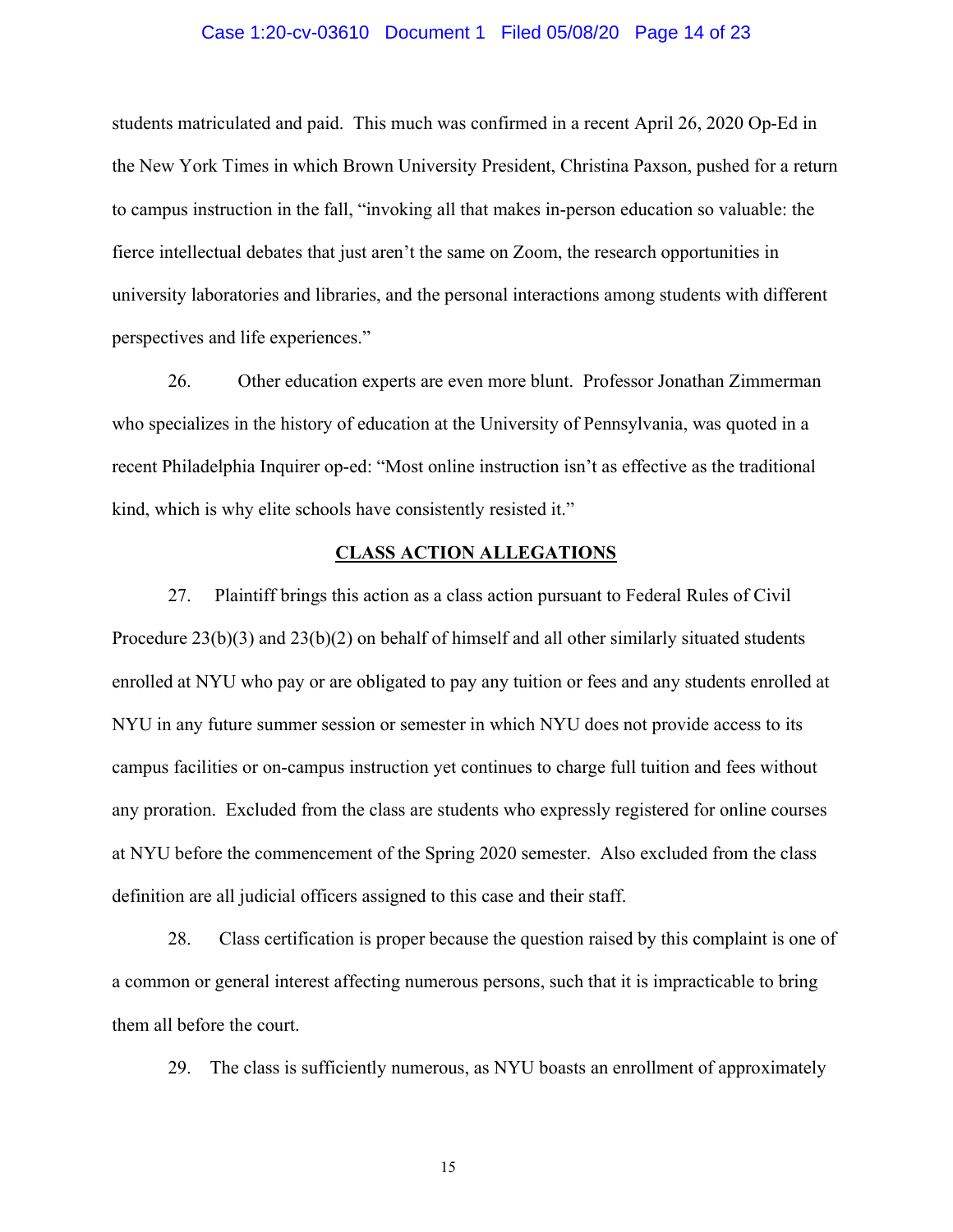students matriculated and paid. This much was confirmed in a recent April 26, 2020 Op-Ed in the New York Times in which Brown University President, Christina Paxson, pushed for a return to campus instruction in the fall, "invoking all that makes in-person education so valuable: the fierce intellectual debates that just aren't the same on Zoom, the research opportunities in university laboratories and libraries, and the personal interactions among students with different perspectives and life experiences."

26. Other education experts are even more blunt. Professor Jonathan Zimmerman who specializes in the history of education at the University of Pennsylvania, was quoted in a recent Philadelphia Inquirer op-ed: "Most online instruction isn't as effective as the traditional kind, which is why elite schools have consistently resisted it."

## CLASS ACTION ALLEGATIONS

27. Plaintiff brings this action as a class action pursuant to Federal Rules of Civil Procedure 23(b)(3) and 23(b)(2) on behalf of himself and all other similarly situated students enrolled at NYU who pay or are obligated to pay any tuition or fees and any students enrolled at NYU in any future summer session or semester in which NYU does not provide access to its campus facilities or on-campus instruction yet continues to charge full tuition and fees without any proration. Excluded from the class are students who expressly registered for online courses at NYU before the commencement of the Spring 2020 semester. Also excluded from the class definition are all judicial officers assigned to this case and their staff.

28. Class certification is proper because the question raised by this complaint is one of a common or general interest affecting numerous persons, such that it is impracticable to bring them all before the court.

29. The class is sufficiently numerous, as NYU boasts an enrollment of approximately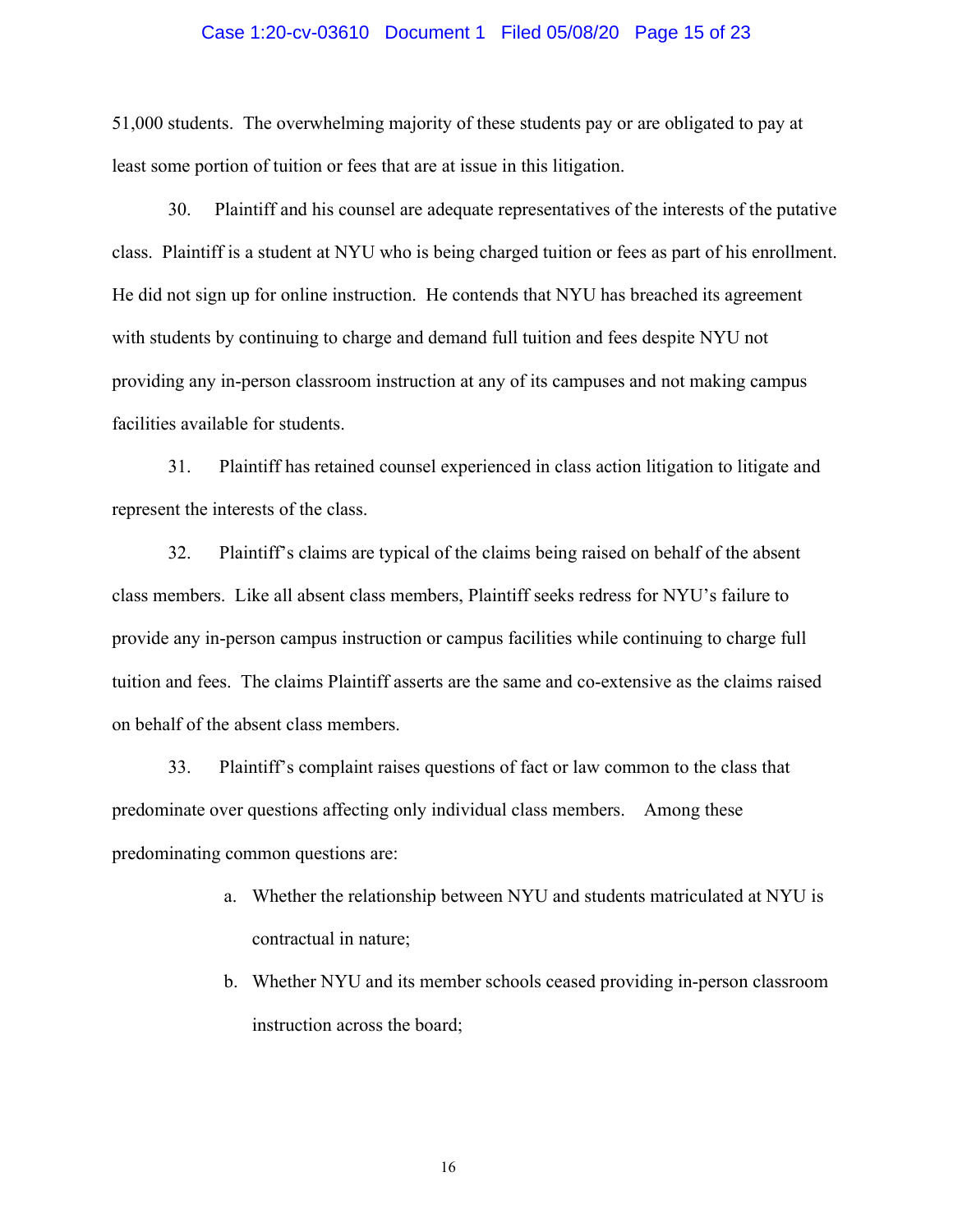51,000 students. The overwhelming majority of these students pay or are obligated to pay at least some portion of tuition or fees that are at issue in this litigation.

30. Plaintiff and his counsel are adequate representatives of the interests of the putative class. Plaintiff is a student at NYU who is being charged tuition or fees as part of his enrollment. He did not sign up for online instruction. He contends that NYU has breached its agreement with students by continuing to charge and demand full tuition and fees despite NYU not providing any in-person classroom instruction at any of its campuses and not making campus facilities available for students.

31. Plaintiff has retained counsel experienced in class action litigation to litigate and represent the interests of the class.

32. Plaintiff's claims are typical of the claims being raised on behalf of the absent class members. Like all absent class members, Plaintiff seeks redress for NYU's failure to provide any in-person campus instruction or campus facilities while continuing to charge full tuition and fees. The claims Plaintiff asserts are the same and co-extensive as the claims raised on behalf of the absent class members.

33. Plaintiff's complaint raises questions of fact or law common to the class that predominate over questions affecting only individual class members. Among these predominating common questions are:

a. Whether the relationship between NYU and students matriculated at NYU is contractual in nature;

b. Whether NYU and its member schools ceased providing in-person classroom instruction across the board;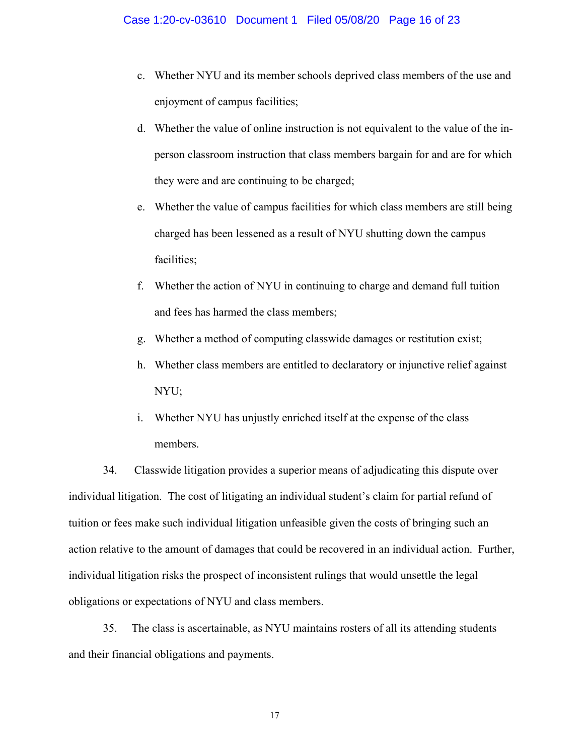c. Whether NYU and its member schools deprived class members of the use and enjoyment of campus facilities;

d. Whether the value of online instruction is not equivalent to the value of the in-person classroom instruction that class members bargain for and are for which they were and are continuing to be charged;

e. Whether the value of campus facilities for which class members are still being charged has been lessened as a result of NYU shutting down the campus facilities;

f. Whether the action of NYU in continuing to charge and demand full tuition and fees has harmed the class members;

g. Whether a method of computing classwide damages or restitution exist;

h. Whether class members are entitled to declaratory or injunctive relief against NYU;

i. Whether NYU has unjustly enriched itself at the expense of the class members.

34. Classwide litigation provides a superior means of adjudicating this dispute over individual litigation. The cost of litigating an individual student's claim for partial refund of tuition or fees make such individual litigation unfeasible given the costs of bringing such an action relative to the amount of damages that could be recovered in an individual action. Further, individual litigation risks the prospect of inconsistent rulings that would unsettle the legal obligations or expectations of NYU and class members.

35. The class is ascertainable, as NYU maintains rosters of all its attending students and their financial obligations and payments.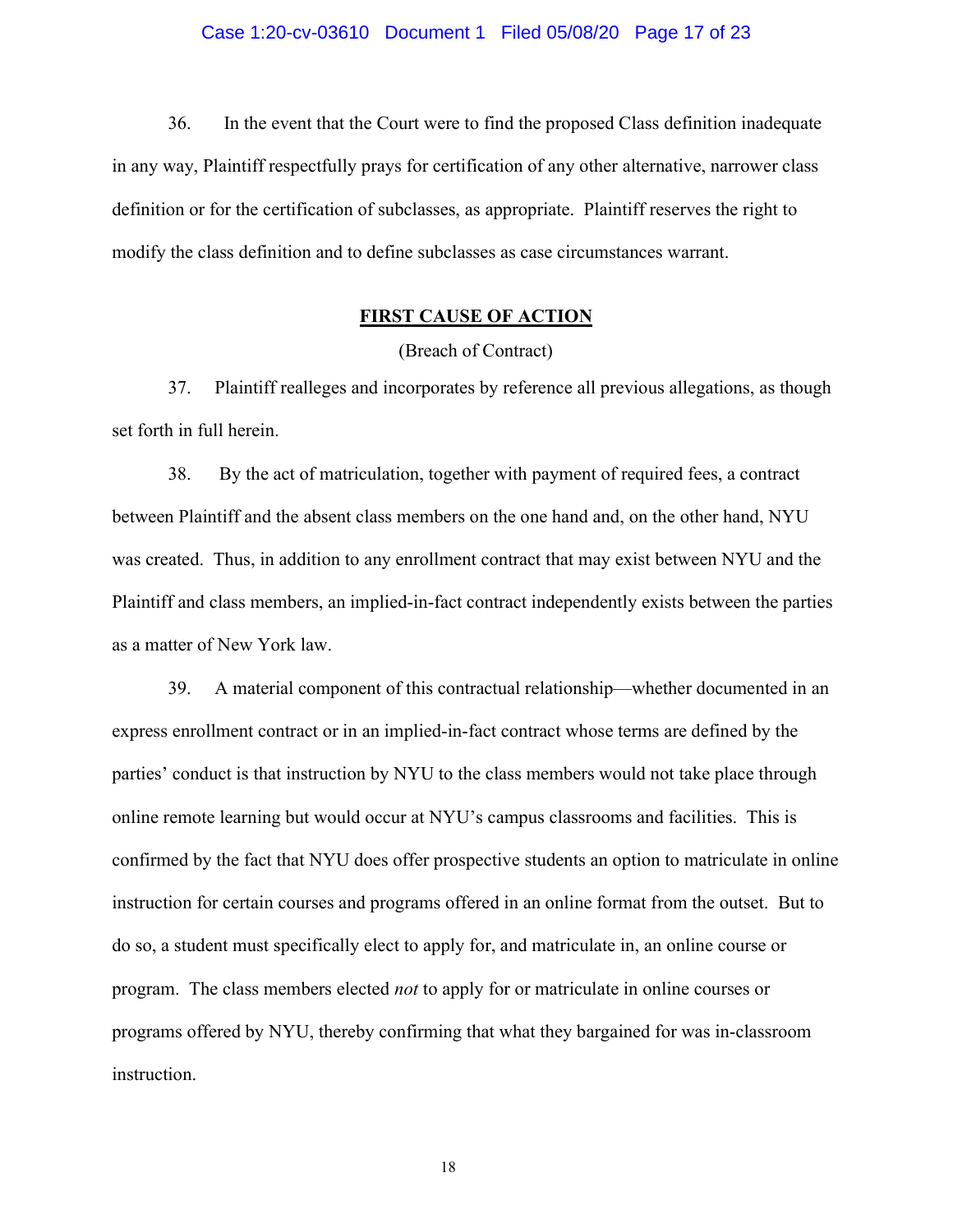36. In the event that the Court were to find the proposed Class definition inadequate in any way, Plaintiff respectfully prays for certification of any other alternative, narrower class definition or for the certification of subclasses, as appropriate. Plaintiff reserves the right to modify the class definition and to define subclasses as case circumstances warrant.

## FIRST CAUSE OF ACTION

(Breach of Contract)

37. Plaintiff realleges and incorporates by reference all previous allegations, as though set forth in full herein.

38. By the act of matriculation, together with payment of required fees, a contract between Plaintiff and the absent class members on the one hand and, on the other hand, NYU was created. Thus, in addition to any enrollment contract that may exist between NYU and the Plaintiff and class members, an implied-in-fact contract independently exists between the parties as a matter of New York law.

39. A material component of this contractual relationship—whether documented in an express enrollment contract or in an implied-in-fact contract whose terms are defined by the parties' conduct is that instruction by NYU to the class members would not take place through online remote learning but would occur at NYU's campus classrooms and facilities. This is confirmed by the fact that NYU does offer prospective students an option to matriculate in online instruction for certain courses and programs offered in an online format from the outset. But to do so, a student must specifically elect to apply for, and matriculate in, an online course or program. The class members elected *not* to apply for or matriculate in online courses or programs offered by NYU, thereby confirming that what they bargained for was in-classroom instruction.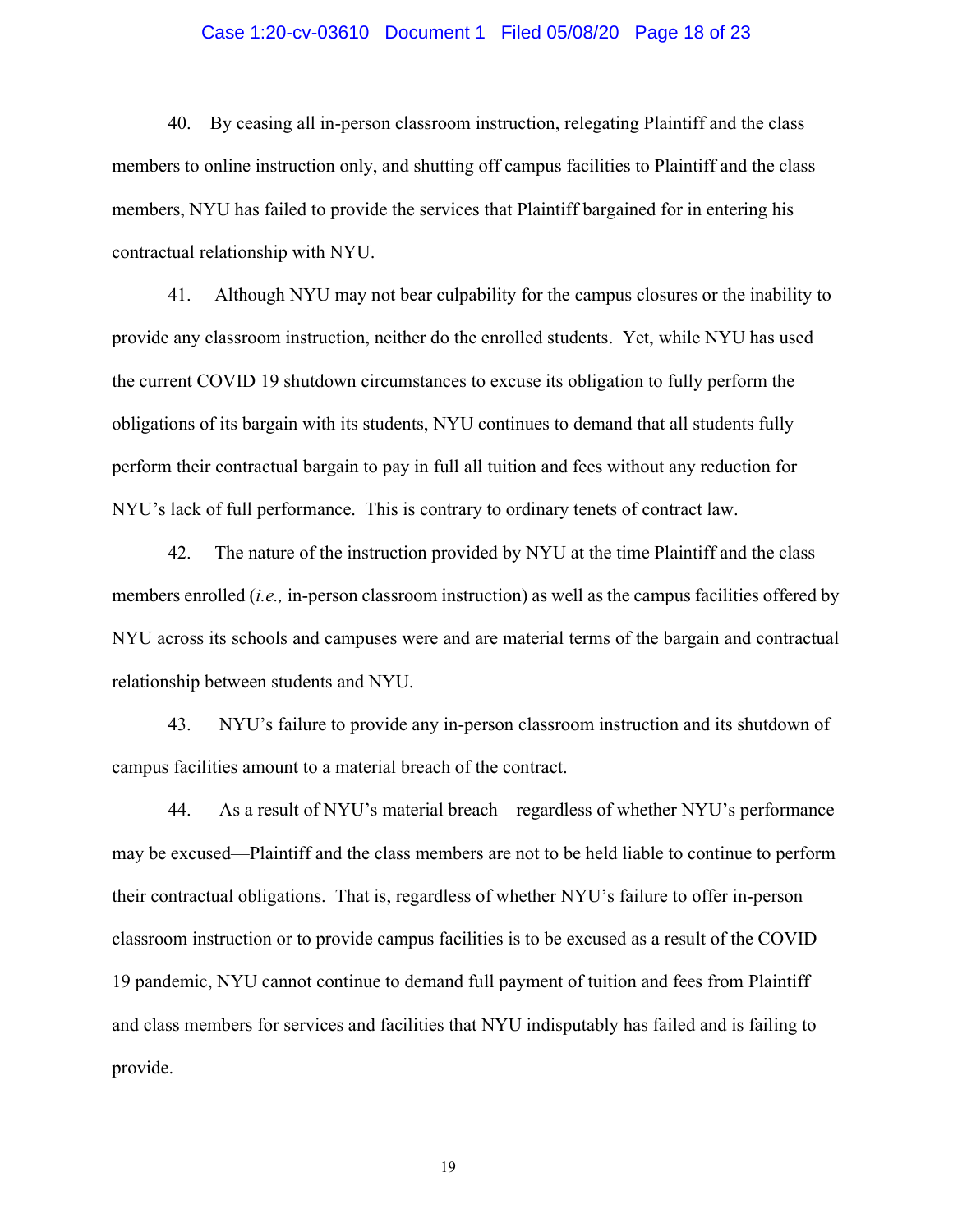40. By ceasing all in-person classroom instruction, relegating Plaintiff and the class members to online instruction only, and shutting off campus facilities to Plaintiff and the class members, NYU has failed to provide the services that Plaintiff bargained for in entering his contractual relationship with NYU.

41. Although NYU may not bear culpability for the campus closures or the inability to provide any classroom instruction, neither do the enrolled students. Yet, while NYU has used the current COVID 19 shutdown circumstances to excuse its obligation to fully perform the obligations of its bargain with its students, NYU continues to demand that all students fully perform their contractual bargain to pay in full all tuition and fees without any reduction for NYU's lack of full performance. This is contrary to ordinary tenets of contract law.

42. The nature of the instruction provided by NYU at the time Plaintiff and the class members enrolled (*i.e.,* in-person classroom instruction) as well as the campus facilities offered by NYU across its schools and campuses were and are material terms of the bargain and contractual relationship between students and NYU.

43. NYU's failure to provide any in-person classroom instruction and its shutdown of campus facilities amount to a material breach of the contract.

44. As a result of NYU's material breach—regardless of whether NYU's performance may be excused—Plaintiff and the class members are not to be held liable to continue to perform their contractual obligations. That is, regardless of whether NYU's failure to offer in-person classroom instruction or to provide campus facilities is to be excused as a result of the COVID 19 pandemic, NYU cannot continue to demand full payment of tuition and fees from Plaintiff and class members for services and facilities that NYU indisputably has failed and is failing to provide.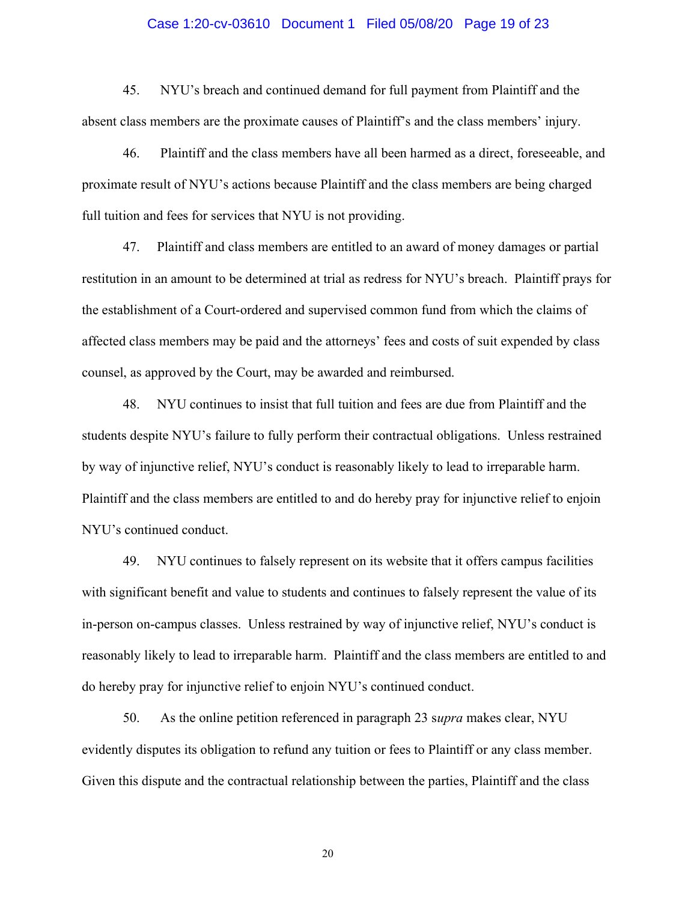45. NYU's breach and continued demand for full payment from Plaintiff and the absent class members are the proximate causes of Plaintiff's and the class members' injury.

46. Plaintiff and the class members have all been harmed as a direct, foreseeable, and proximate result of NYU's actions because Plaintiff and the class members are being charged full tuition and fees for services that NYU is not providing.

47. Plaintiff and class members are entitled to an award of money damages or partial restitution in an amount to be determined at trial as redress for NYU's breach. Plaintiff prays for the establishment of a Court-ordered and supervised common fund from which the claims of affected class members may be paid and the attorneys' fees and costs of suit expended by class counsel, as approved by the Court, may be awarded and reimbursed.

48. NYU continues to insist that full tuition and fees are due from Plaintiff and the students despite NYU's failure to fully perform their contractual obligations. Unless restrained by way of injunctive relief, NYU's conduct is reasonably likely to lead to irreparable harm. Plaintiff and the class members are entitled to and do hereby pray for injunctive relief to enjoin NYU's continued conduct.

49. NYU continues to falsely represent on its website that it offers campus facilities with significant benefit and value to students and continues to falsely represent the value of its in-person on-campus classes. Unless restrained by way of injunctive relief, NYU's conduct is reasonably likely to lead to irreparable harm. Plaintiff and the class members are entitled to and do hereby pray for injunctive relief to enjoin NYU's continued conduct.

50. As the online petition referenced in paragraph 23 s*upra* makes clear, NYU evidently disputes its obligation to refund any tuition or fees to Plaintiff or any class member. Given this dispute and the contractual relationship between the parties, Plaintiff and the class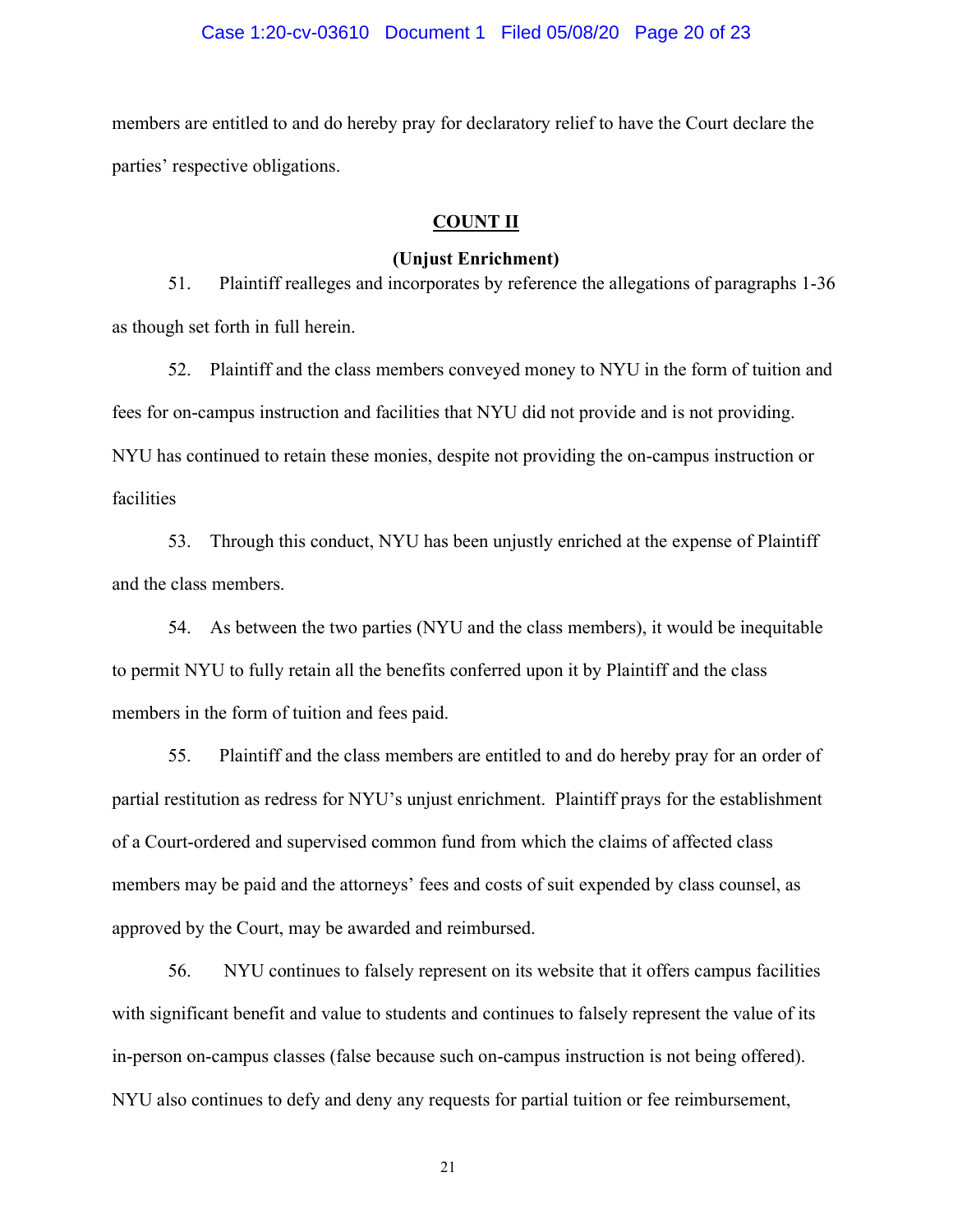members are entitled to and do hereby pray for declaratory relief to have the Court declare the parties' respective obligations.

## COUNT II

### (Unjust Enrichment)

51. Plaintiff realleges and incorporates by reference the allegations of paragraphs 1-36 as though set forth in full herein.

52. Plaintiff and the class members conveyed money to NYU in the form of tuition and fees for on-campus instruction and facilities that NYU did not provide and is not providing. NYU has continued to retain these monies, despite not providing the on-campus instruction or facilities

53. Through this conduct, NYU has been unjustly enriched at the expense of Plaintiff and the class members.

54. As between the two parties (NYU and the class members), it would be inequitable to permit NYU to fully retain all the benefits conferred upon it by Plaintiff and the class members in the form of tuition and fees paid.

55. Plaintiff and the class members are entitled to and do hereby pray for an order of partial restitution as redress for NYU's unjust enrichment. Plaintiff prays for the establishment of a Court-ordered and supervised common fund from which the claims of affected class members may be paid and the attorneys' fees and costs of suit expended by class counsel, as approved by the Court, may be awarded and reimbursed.

56. NYU continues to falsely represent on its website that it offers campus facilities with significant benefit and value to students and continues to falsely represent the value of its in-person on-campus classes (false because such on-campus instruction is not being offered). NYU also continues to defy and deny any requests for partial tuition or fee reimbursement,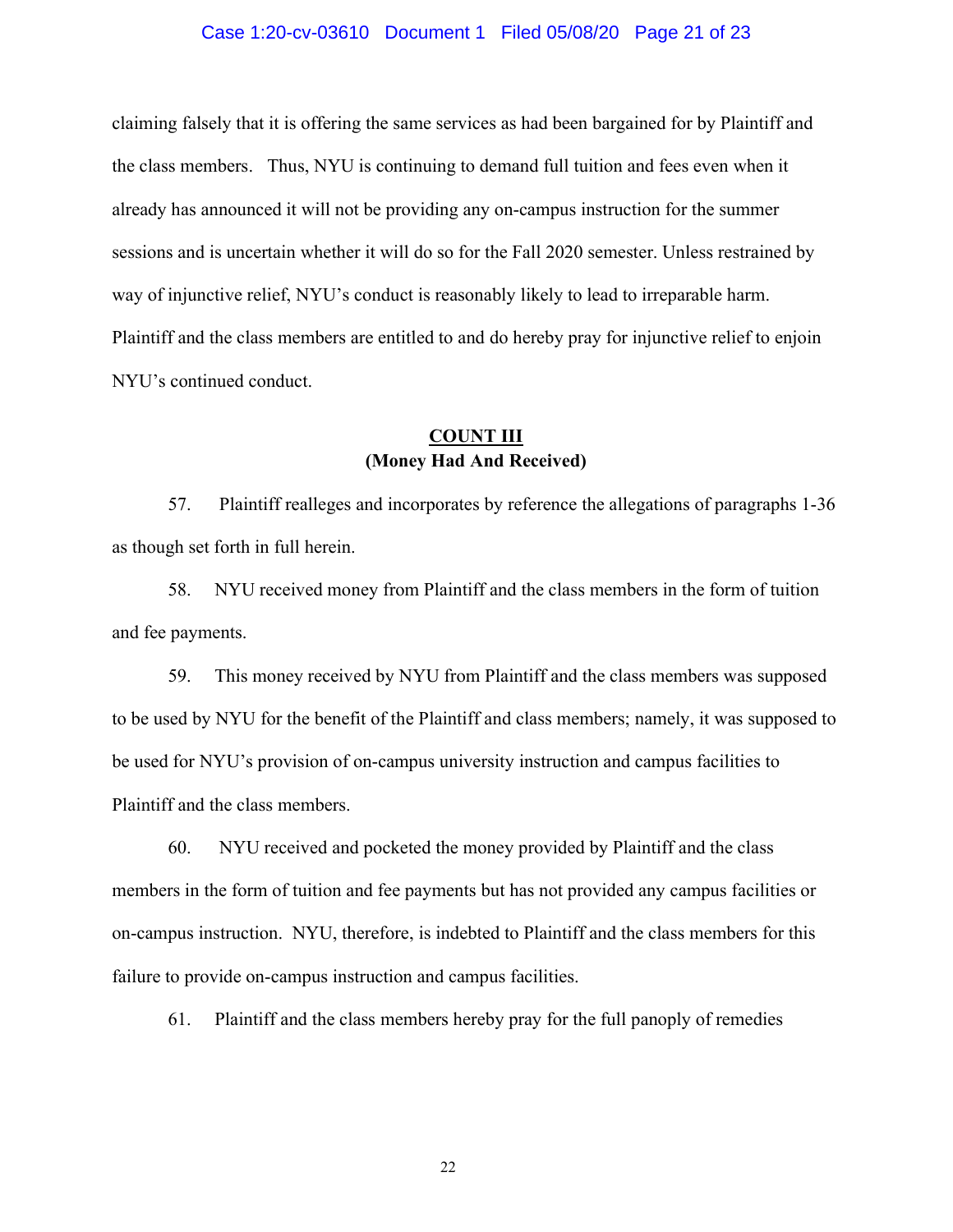claiming falsely that it is offering the same services as had been bargained for by Plaintiff and the class members. Thus, NYU is continuing to demand full tuition and fees even when it already has announced it will not be providing any on-campus instruction for the summer sessions and is uncertain whether it will do so for the Fall 2020 semester. Unless restrained by way of injunctive relief, NYU's conduct is reasonably likely to lead to irreparable harm. Plaintiff and the class members are entitled to and do hereby pray for injunctive relief to enjoin NYU's continued conduct.

**COUNT III**
**(Money Had And Received)**

57. Plaintiff realleges and incorporates by reference the allegations of paragraphs 1-36 as though set forth in full herein.

58. NYU received money from Plaintiff and the class members in the form of tuition and fee payments.

59. This money received by NYU from Plaintiff and the class members was supposed to be used by NYU for the benefit of the Plaintiff and class members; namely, it was supposed to be used for NYU's provision of on-campus university instruction and campus facilities to Plaintiff and the class members.

60. NYU received and pocketed the money provided by Plaintiff and the class members in the form of tuition and fee payments but has not provided any campus facilities or on-campus instruction. NYU, therefore, is indebted to Plaintiff and the class members for this failure to provide on-campus instruction and campus facilities.

61. Plaintiff and the class members hereby pray for the full panoply of remedies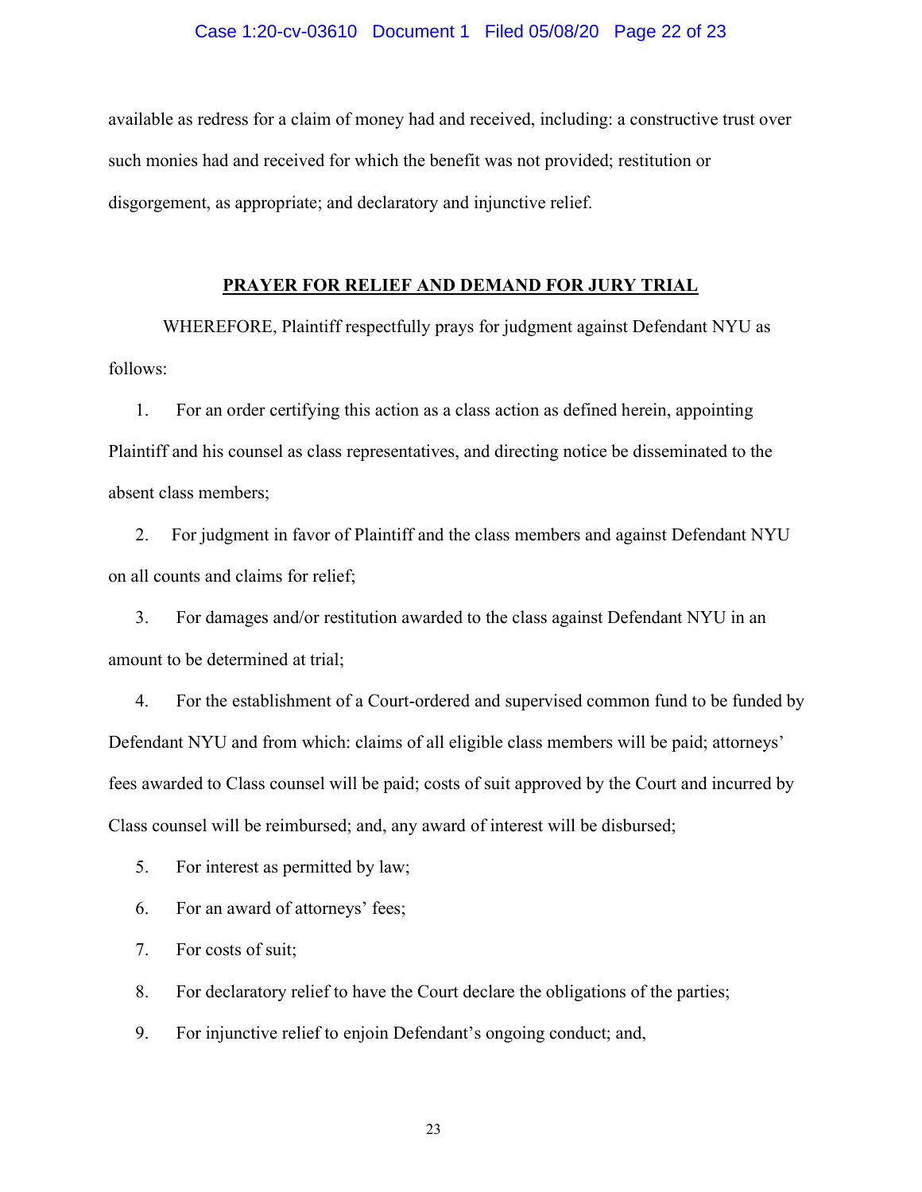available as redress for a claim of money had and received, including: a constructive trust over such monies had and received for which the benefit was not provided; restitution or disgorgement, as appropriate; and declaratory and injunctive relief.

## PRAYER FOR RELIEF AND DEMAND FOR JURY TRIAL

WHEREFORE, Plaintiff respectfully prays for judgment against Defendant NYU as follows:

1. For an order certifying this action as a class action as defined herein, appointing Plaintiff and his counsel as class representatives, and directing notice be disseminated to the absent class members;

2. For judgment in favor of Plaintiff and the class members and against Defendant NYU on all counts and claims for relief;

3. For damages and/or restitution awarded to the class against Defendant NYU in an amount to be determined at trial;

4. For the establishment of a Court-ordered and supervised common fund to be funded by Defendant NYU and from which: claims of all eligible class members will be paid; attorneys' fees awarded to Class counsel will be paid; costs of suit approved by the Court and incurred by Class counsel will be reimbursed; and, any award of interest will be disbursed;

5. For interest as permitted by law;

6. For an award of attorneys' fees;

7. For costs of suit;

8. For declaratory relief to have the Court declare the obligations of the parties;

9. For injunctive relief to enjoin Defendant's ongoing conduct; and,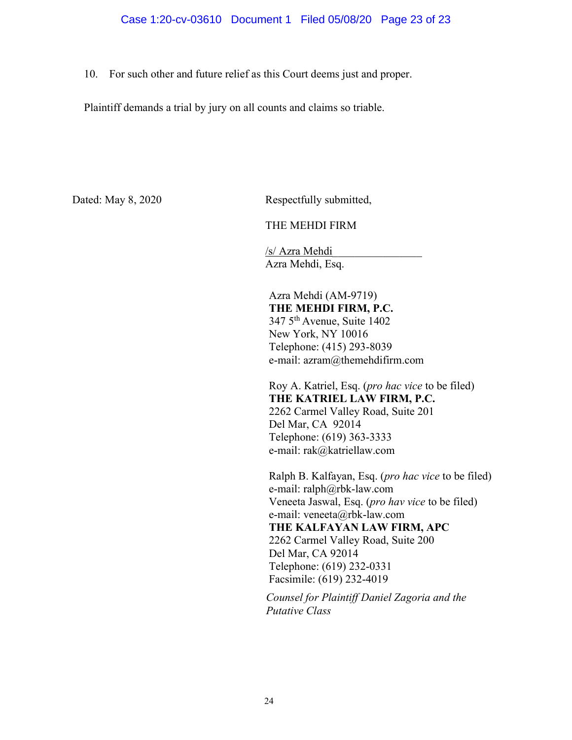10. For such other and future relief as this Court deems just and proper.

Plaintiff demands a trial by jury on all counts and claims so triable.

Dated: May 8, 2020

Respectfully submitted,

THE MEHDI FIRM

/s/ Azra Mehdi
Azra Mehdi, Esq.

Azra Mehdi (AM-9719)
**THE MEHDI FIRM, P.C.**
347 5th Avenue, Suite 1402
New York, NY 10016
Telephone: (415) 293-8039
e-mail: azram@themehdifirm.com

Roy A. Katriel, Esq. (*pro hac vice* to be filed)
**THE KATRIEL LAW FIRM, P.C.**
2262 Carmel Valley Road, Suite 201
Del Mar, CA 92014
Telephone: (619) 363-3333
e-mail: rak@katriellaw.com

Ralph B. Kalfayan, Esq. (*pro hac vice* to be filed)
e-mail: ralph@rbk-law.com
Veneeta Jaswal, Esq. (*pro hav vice* to be filed)
e-mail: veneeta@rbk-law.com
**THE KALFAYAN LAW FIRM, APC**
2262 Carmel Valley Road, Suite 200
Del Mar, CA 92014
Telephone: (619) 232-0331
Facsimile: (619) 232-4019

*Counsel for Plaintiff Daniel Zagoria and the Putative Class*